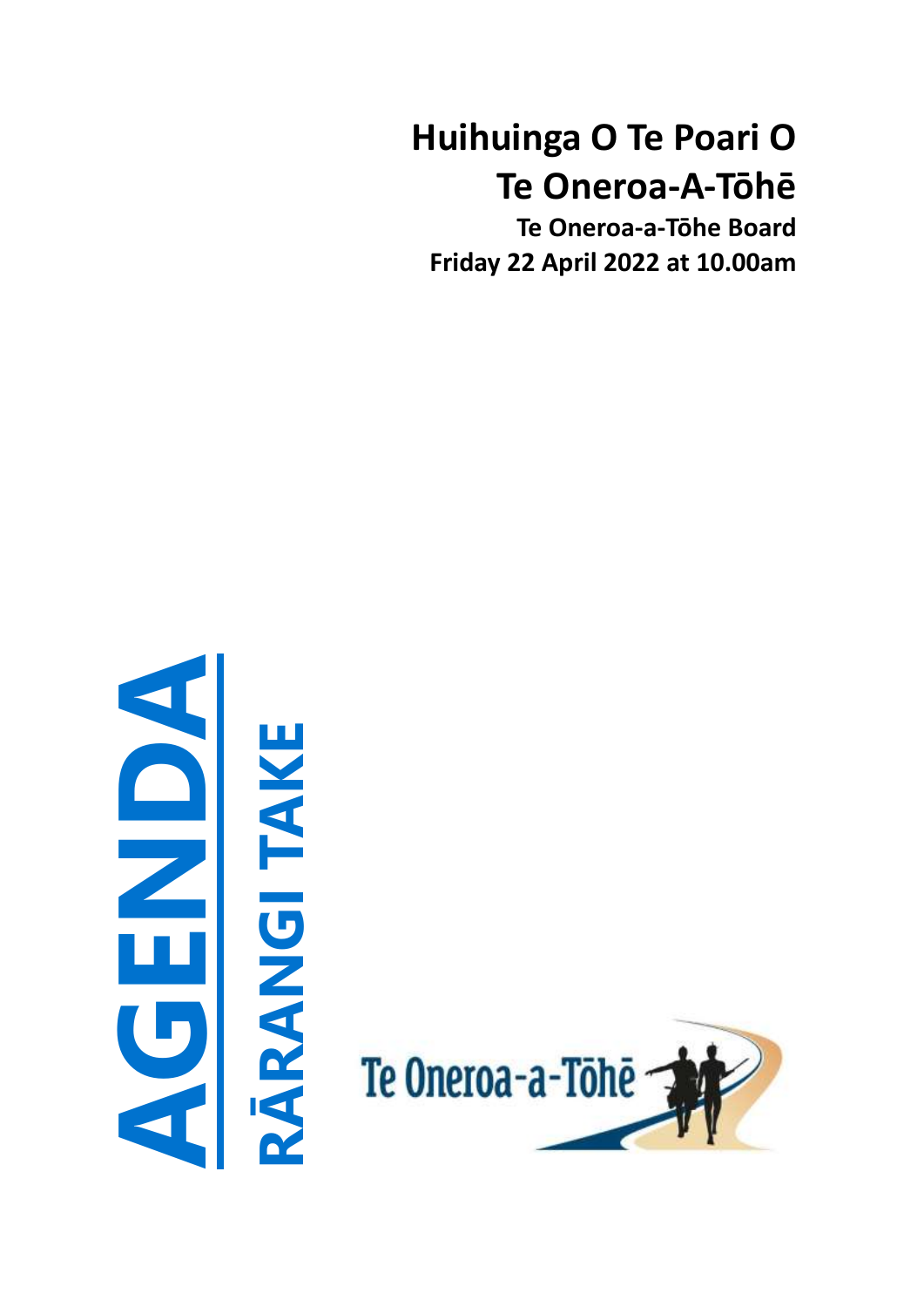# Huihuinga O Te Poari O Te Oneroa-A-Tōhē

**Te Oneroa-a-Tōhe Board**

**Friday 22 April 2022 at 10.00am**

# AGENDA

## RĀRANGI TAKE

Te Oneroa-a-Tōhē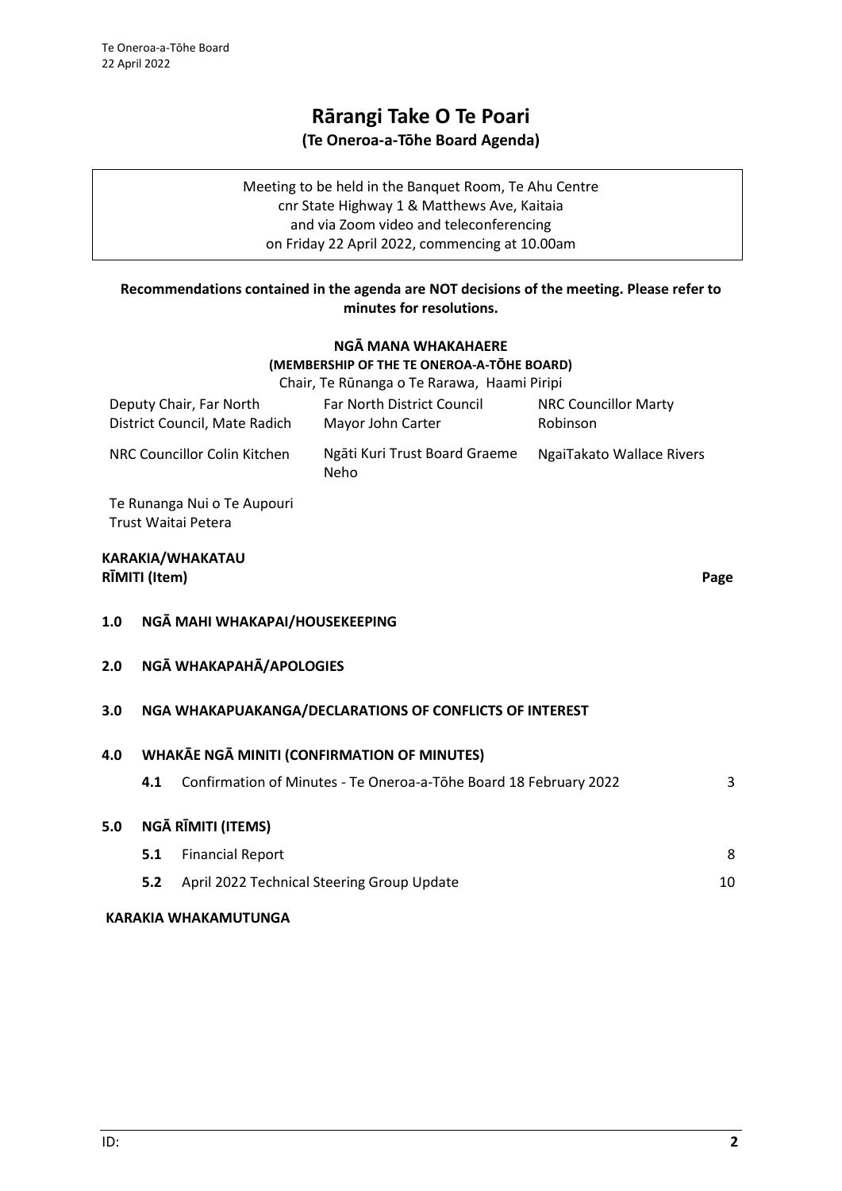# Rārangi Take O Te Poari

**(Te Oneroa-a-Tōhe Board Agenda)**

Meeting to be held in the Banquet Room, Te Ahu Centre
cnr State Highway 1 & Matthews Ave, Kaitaia
and via Zoom video and teleconferencing
on Friday 22 April 2022, commencing at 10.00am

**Recommendations contained in the agenda are NOT decisions of the meeting. Please refer to minutes for resolutions.**

**NGĀ MANA WHAKAHAERE**
**(MEMBERSHIP OF THE TE ONEROA-A-TŌHE BOARD)**
Chair, Te Rūnanga o Te Rarawa, Haami Piripi

| | | |
|---|---|---|
| Deputy Chair, Far North District Council, Mate Radich | Far North District Council Mayor John Carter | NRC Councillor Marty Robinson |
| NRC Councillor Colin Kitchen | Ngāti Kuri Trust Board Graeme Neho | NgaiTakato Wallace Rivers |
| Te Runanga Nui o Te Aupouri Trust Waitai Petera | | |

**KARAKIA/WHAKATAU**

| RĪMITI (Item) | | Page |
|---|---|---|
| **1.0** | **NGĀ MAHI WHAKAPAI/HOUSEKEEPING** | |
| **2.0** | **NGĀ WHAKAPAHĀ/APOLOGIES** | |
| **3.0** | **NGA WHAKAPUAKANGA/DECLARATIONS OF CONFLICTS OF INTEREST** | |
| **4.0** | **WHAKĀE NGĀ MINITI (CONFIRMATION OF MINUTES)** | |
| **4.1** | Confirmation of Minutes - Te Oneroa-a-Tōhe Board 18 February 2022 | 3 |
| **5.0** | **NGĀ RĪMITI (ITEMS)** | |
| **5.1** | Financial Report | 8 |
| **5.2** | April 2022 Technical Steering Group Update | 10 |

**KARAKIA WHAKAMUTUNGA**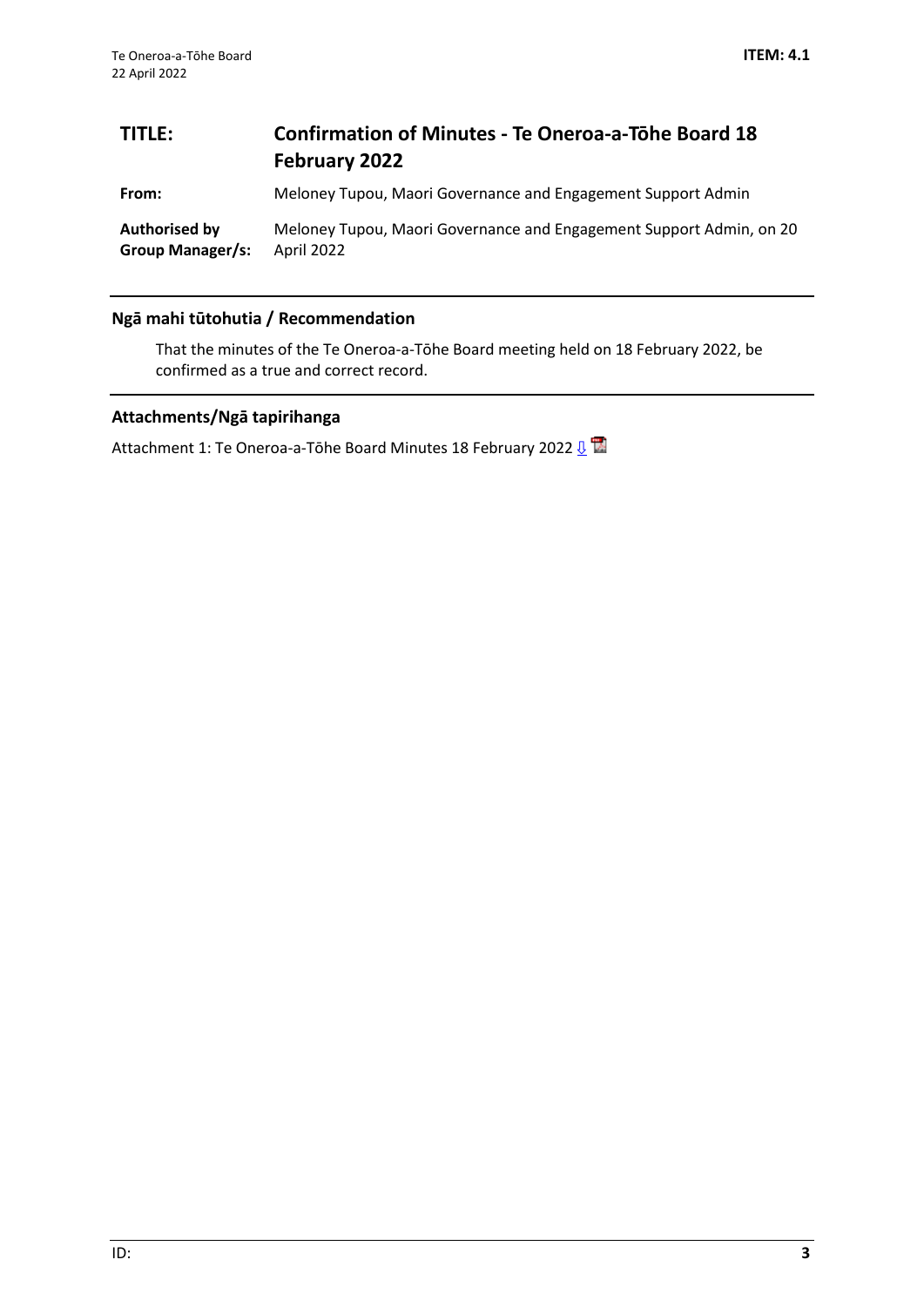**ITEM: 4.1**

| | |
|---|---|
| **TITLE:** | **Confirmation of Minutes - Te Oneroa-a-Tōhe Board 18 February 2022** |
| **From:** | Meloney Tupou, Maori Governance and Engagement Support Admin |
| **Authorised by Group Manager/s:** | Meloney Tupou, Maori Governance and Engagement Support Admin, on 20 April 2022 |

## Ngā mahi tūtohutia / Recommendation

That the minutes of the Te Oneroa-a-Tōhe Board meeting held on 18 February 2022, be confirmed as a true and correct record.

## Attachments/Ngā tapirihanga

Attachment 1: Te Oneroa-a-Tōhe Board Minutes 18 February 2022 ⇩

ID: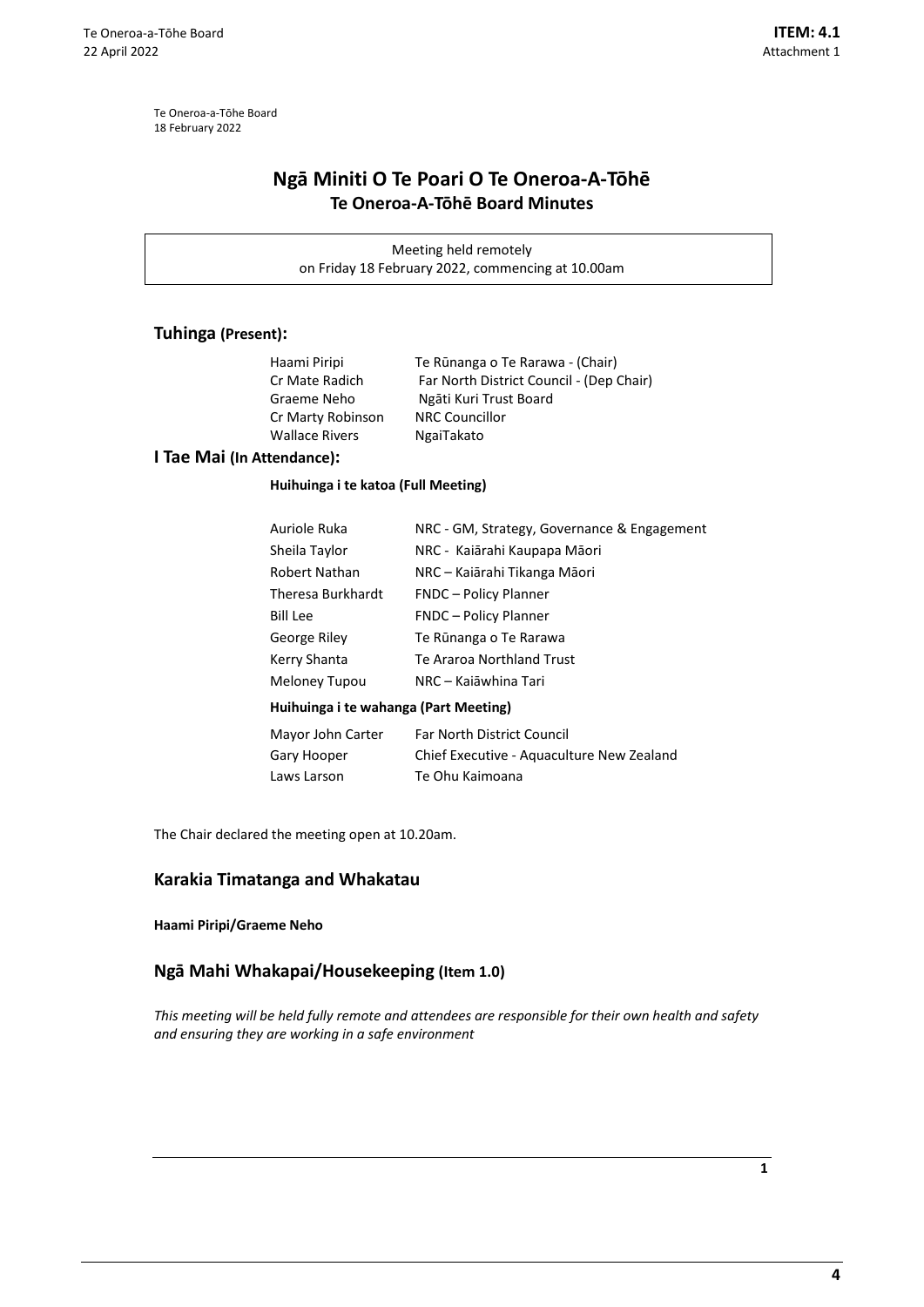Te Oneroa-a-Tōhe Board
18 February 2022

# Ngā Miniti O Te Poari O Te Oneroa-A-Tōhē
## Te Oneroa-A-Tōhē Board Minutes

Meeting held remotely
on Friday 18 February 2022, commencing at 10.00am

### Tuhinga (Present):

| | |
|---|---|
| Haami Piripi | Te Rūnanga o Te Rarawa - (Chair) |
| Cr Mate Radich | Far North District Council - (Dep Chair) |
| Graeme Neho | Ngāti Kuri Trust Board |
| Cr Marty Robinson | NRC Councillor |
| Wallace Rivers | NgaiTakato |

### I Tae Mai (In Attendance):

**Huihuinga i te katoa (Full Meeting)**

| | |
|---|---|
| Auriole Ruka | NRC - GM, Strategy, Governance & Engagement |
| Sheila Taylor | NRC - Kaiārahi Kaupapa Māori |
| Robert Nathan | NRC – Kaiārahi Tikanga Māori |
| Theresa Burkhardt | FNDC – Policy Planner |
| Bill Lee | FNDC – Policy Planner |
| George Riley | Te Rūnanga o Te Rarawa |
| Kerry Shanta | Te Araroa Northland Trust |
| Meloney Tupou | NRC – Kaiāwhina Tari |

**Huihuinga i te wahanga (Part Meeting)**

| | |
|---|---|
| Mayor John Carter | Far North District Council |
| Gary Hooper | Chief Executive - Aquaculture New Zealand |
| Laws Larson | Te Ohu Kaimoana |

The Chair declared the meeting open at 10.20am.

## Karakia Timatanga and Whakatau

**Haami Piripi/Graeme Neho**

## Ngā Mahi Whakapai/Housekeeping (Item 1.0)

*This meeting will be held fully remote and attendees are responsible for their own health and safety and ensuring they are working in a safe environment*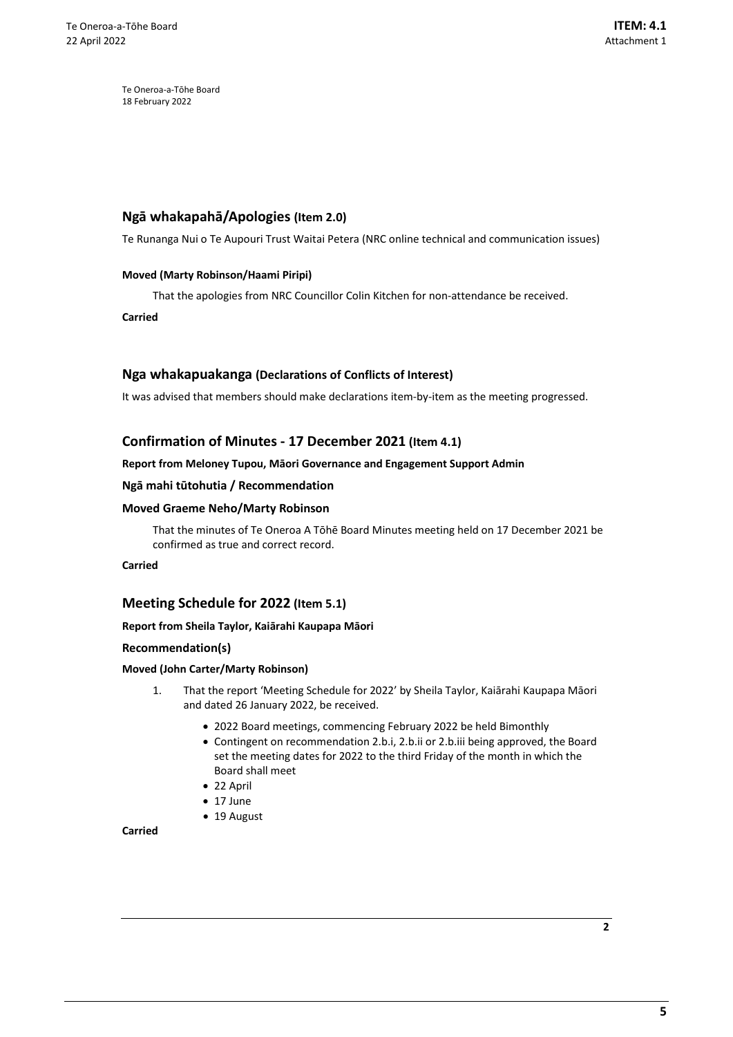## Ngā whakapahā/Apologies (Item 2.0)

Te Runanga Nui o Te Aupouri Trust Waitai Petera (NRC online technical and communication issues)

**Moved (Marty Robinson/Haami Piripi)**

That the apologies from NRC Councillor Colin Kitchen for non-attendance be received.

**Carried**

## Nga whakapuakanga (Declarations of Conflicts of Interest)

It was advised that members should make declarations item-by-item as the meeting progressed.

## Confirmation of Minutes - 17 December 2021 (Item 4.1)

**Report from Meloney Tupou, Māori Governance and Engagement Support Admin**

**Ngā mahi tūtohutia / Recommendation**

**Moved Graeme Neho/Marty Robinson**

That the minutes of Te Oneroa A Tōhē Board Minutes meeting held on 17 December 2021 be confirmed as true and correct record.

**Carried**

## Meeting Schedule for 2022 (Item 5.1)

**Report from Sheila Taylor, Kaiārahi Kaupapa Māori**

**Recommendation(s)**

**Moved (John Carter/Marty Robinson)**

1. That the report 'Meeting Schedule for 2022' by Sheila Taylor, Kaiārahi Kaupapa Māori and dated 26 January 2022, be received.
    - 2022 Board meetings, commencing February 2022 be held Bimonthly
    - Contingent on recommendation 2.b.i, 2.b.ii or 2.b.iii being approved, the Board set the meeting dates for 2022 to the third Friday of the month in which the Board shall meet
    - 22 April
    - 17 June
    - 19 August

**Carried**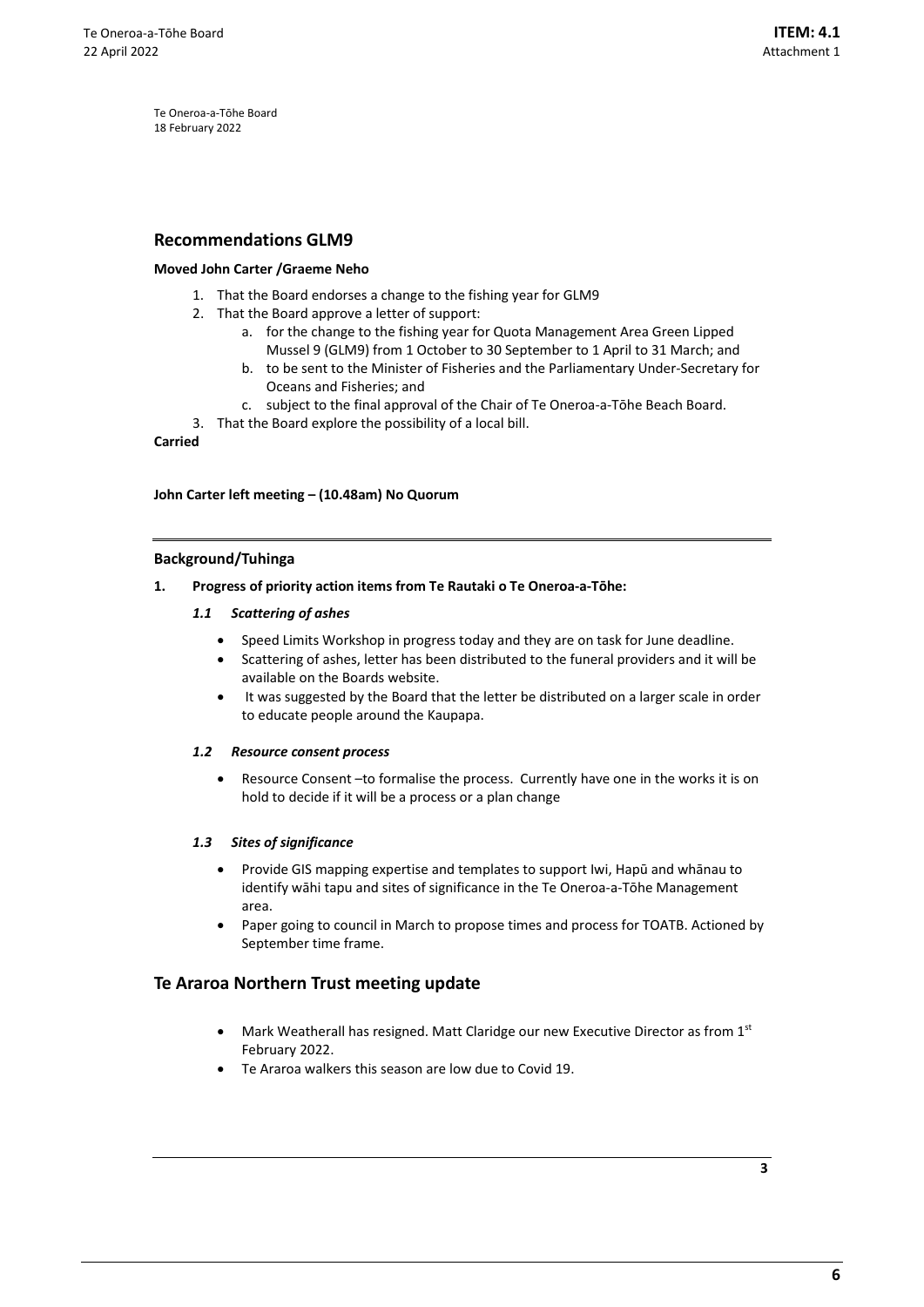Te Oneroa-a-Tōhe Board
18 February 2022

## Recommendations GLM9

**Moved John Carter /Graeme Neho**

1. That the Board endorses a change to the fishing year for GLM9
2. That the Board approve a letter of support:
    a. for the change to the fishing year for Quota Management Area Green Lipped Mussel 9 (GLM9) from 1 October to 30 September to 1 April to 31 March; and
    b. to be sent to the Minister of Fisheries and the Parliamentary Under-Secretary for Oceans and Fisheries; and
    c. subject to the final approval of the Chair of Te Oneroa-a-Tōhe Beach Board.
3. That the Board explore the possibility of a local bill.

**Carried**

**John Carter left meeting – (10.48am) No Quorum**

---

### Background/Tuhinga

**1. Progress of priority action items from Te Rautaki o Te Oneroa-a-Tōhe:**

***1.1 Scattering of ashes***

- Speed Limits Workshop in progress today and they are on task for June deadline.
- Scattering of ashes, letter has been distributed to the funeral providers and it will be available on the Boards website.
- It was suggested by the Board that the letter be distributed on a larger scale in order to educate people around the Kaupapa.

***1.2 Resource consent process***

- Resource Consent –to formalise the process. Currently have one in the works it is on hold to decide if it will be a process or a plan change

***1.3 Sites of significance***

- Provide GIS mapping expertise and templates to support Iwi, Hapū and whānau to identify wāhi tapu and sites of significance in the Te Oneroa-a-Tōhe Management area.
- Paper going to council in March to propose times and process for TOATB. Actioned by September time frame.

## Te Araroa Northern Trust meeting update

- Mark Weatherall has resigned. Matt Claridge our new Executive Director as from 1st February 2022.
- Te Araroa walkers this season are low due to Covid 19.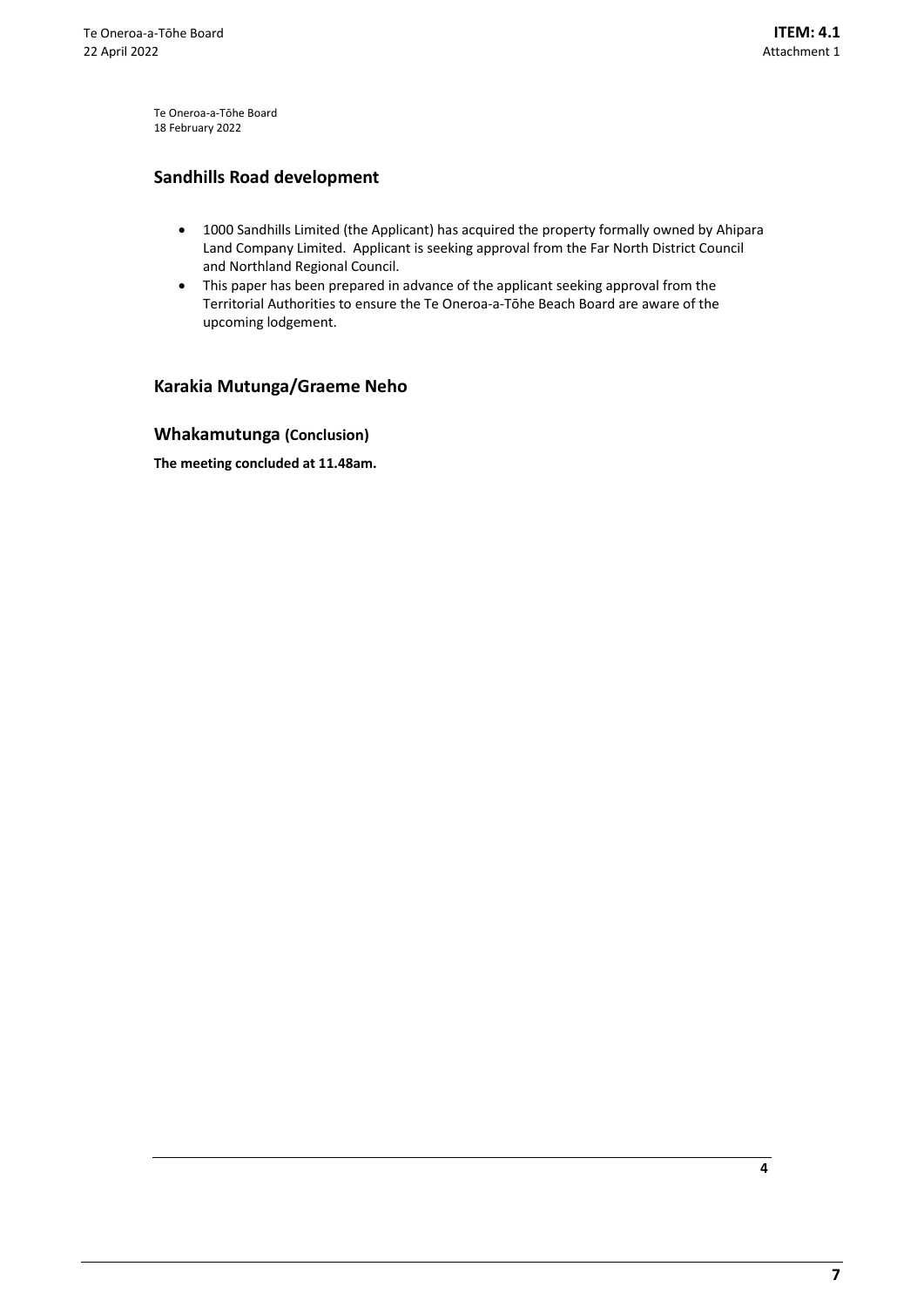## Sandhills Road development

- 1000 Sandhills Limited (the Applicant) has acquired the property formally owned by Ahipara Land Company Limited. Applicant is seeking approval from the Far North District Council and Northland Regional Council.
- This paper has been prepared in advance of the applicant seeking approval from the Territorial Authorities to ensure the Te Oneroa-a-Tōhe Beach Board are aware of the upcoming lodgement.

## Karakia Mutunga/Graeme Neho

## Whakamutunga (Conclusion)

**The meeting concluded at 11.48am.**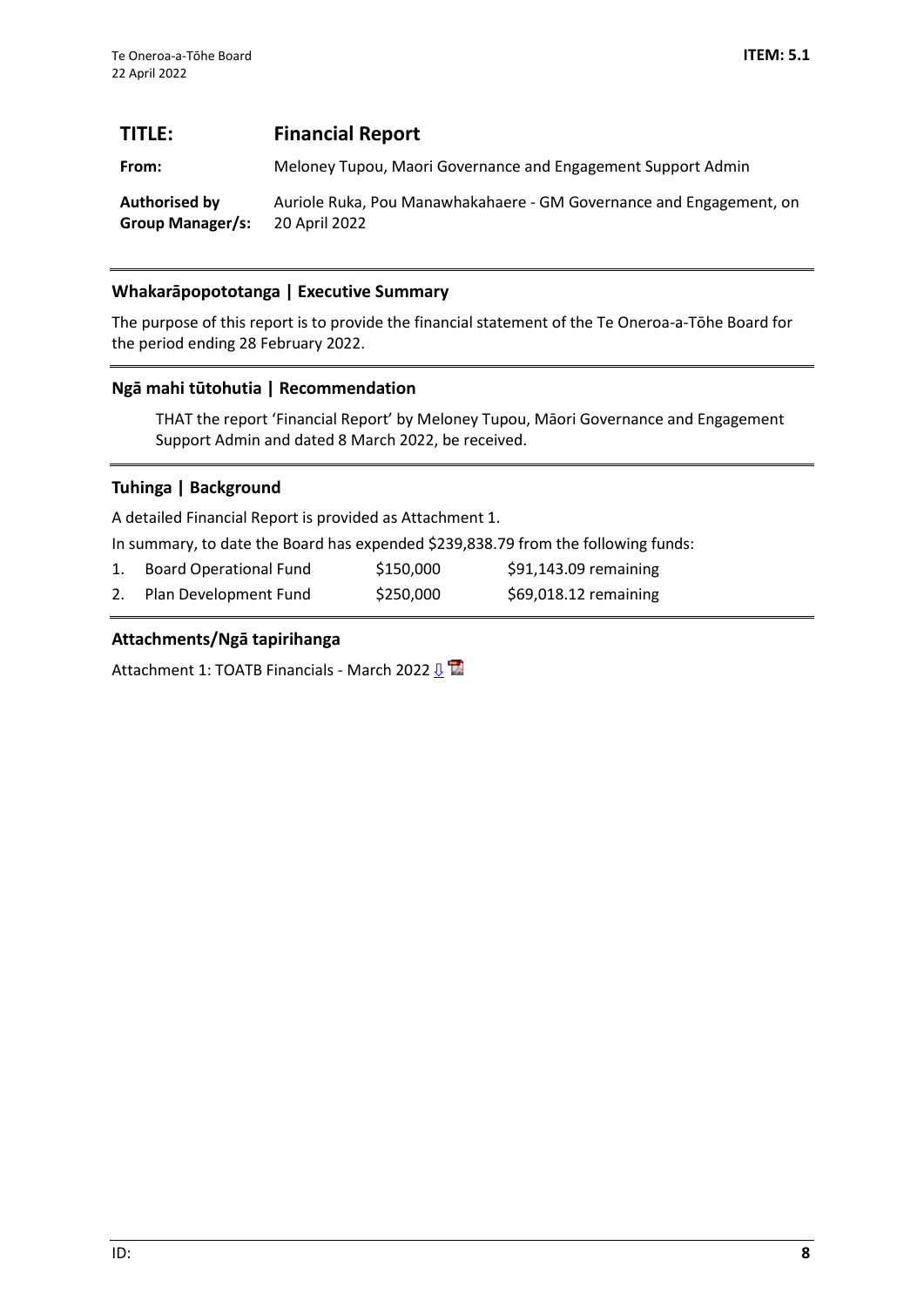| **TITLE:** | **Financial Report** |
|---|---|
| **From:** | Meloney Tupou, Maori Governance and Engagement Support Admin |
| **Authorised by Group Manager/s:** | Auriole Ruka, Pou Manawhakahaere - GM Governance and Engagement, on 20 April 2022 |

## Whakarāpopototanga | Executive Summary

The purpose of this report is to provide the financial statement of the Te Oneroa-a-Tōhe Board for the period ending 28 February 2022.

## Ngā mahi tūtohutia | Recommendation

THAT the report 'Financial Report' by Meloney Tupou, Māori Governance and Engagement Support Admin and dated 8 March 2022, be received.

## Tuhinga | Background

A detailed Financial Report is provided as Attachment 1.

In summary, to date the Board has expended $239,838.79 from the following funds:

| | Fund | Amount | Remaining |
|---|---|---|---|
| 1. | Board Operational Fund | $150,000 | $91,143.09 remaining |
| 2. | Plan Development Fund | $250,000 | $69,018.12 remaining |

## Attachments/Ngā tapirihanga

Attachment 1: TOATB Financials - March 2022 ⇩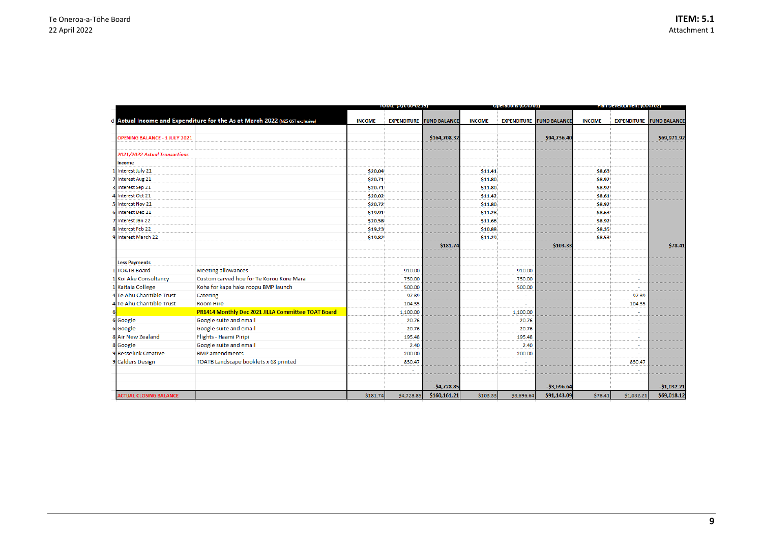Te Oneroa-a-Tōhe Board
22 April 2022

**ITEM: 5.1**
Attachment 1

| | Actual Income and Expenditure for the As at March 2022 (NZ$ GST exclusive) | | TOTAL (A/C 00-0235) | | | Operations (CC4701) | | | Plan Development (CC4702) | | |
|---|---|---|---|---|---|---|---|---|---|---|---|
| | | | INCOME | EXPENDITURE | FUND BALANCE | INCOME | EXPENDITURE | FUND BALANCE | INCOME | EXPENDITURE | FUND BALANCE |
| | OPENING BALANCE - 1 JULY 2021 | | | | $164,708.32 | | | $94,736.40 | | | $69,971.92 |
| | *2021/2022 Actual Transactions* | | | | | | | | | | |
| | Income | | | | | | | | | | |
| 1 | Interest July 21 | | $20.04 | | | $11.41 | | | $8.63 | | |
| 2 | Interest Aug 21 | | $20.71 | | | $11.80 | | | $8.92 | | |
| 3 | Interest Sep 21 | | $20.71 | | | $11.80 | | | $8.92 | | |
| 4 | Interest Oct 21 | | $20.02 | | | $11.42 | | | $8.61 | | |
| 5 | Interest Nov 21 | | $20.72 | | | $11.80 | | | $8.92 | | |
| 6 | Interest Dec 21 | | $19.91 | | | $11.28 | | | $8.63 | | |
| 7 | Interest Jan 22 | | $20.58 | | | $11.66 | | | $8.92 | | |
| 8 | Interest Feb 22 | | $19.23 | | | $10.88 | | | $8.35 | | |
| 9 | Interest March 22 | | $19.82 | | | $11.29 | | | $8.53 | | |
| | | | | | $181.74 | | | $103.33 | | | $78.41 |
| | Less Payments | | | | | | | | | | |
| 1 | TOATB Board | Meeting allowances | | 910.00 | | | 910.00 | | | - | |
| 1 | Koi Ake Consultancy | Custom carved hoe for Te Korou Kore Mara | | 750.00 | | | 750.00 | | | - | |
| 1 | Kaitaia College | Koha for kapa haka roopu BMP launch | | 500.00 | | | 500.00 | | | - | |
| 4 | Te Ahu Charitible Trust | Catering | | 97.39 | | | - | | | 97.39 | |
| 4 | Te Ahu Charitible Trust | Room Hire | | 104.35 | | | - | | | 104.35 | |
| 6 | | **PR1414 Monthly Dec 2021 JILLA Committee TOAT Board** | | 1,100.00 | | | 1,100.00 | | | - | |
| 6 | Google | Google suite and email | | 20.76 | | | 20.76 | | | - | |
| 6 | Google | Google suite and email | | 20.76 | | | 20.76 | | | - | |
| 8 | Air New Zealand | Flights - Haami Piripi | | 195.48 | | | 195.48 | | | - | |
| 8 | Google | Google suite and email | | 2.40 | | | 2.40 | | | - | |
| 9 | Besselink Creative | BMP amendments | | 200.00 | | | 200.00 | | | - | |
| 9 | Calders Design | TOATB Landscape booklets x 68 printed | | 830.47 | | | - | | | 830.47 | |
| | | | | - | | | - | | | - | |
| | | | | | -$4,728.85 | | | -$3,696.64 | | | -$1,032.21 |
| | ACTUAL CLOSING BALANCE | | $181.74 | $4,728.85 | $160,161.21 | $103.33 | $3,696.64 | $91,143.09 | $78.41 | $1,032.21 | $69,018.12 |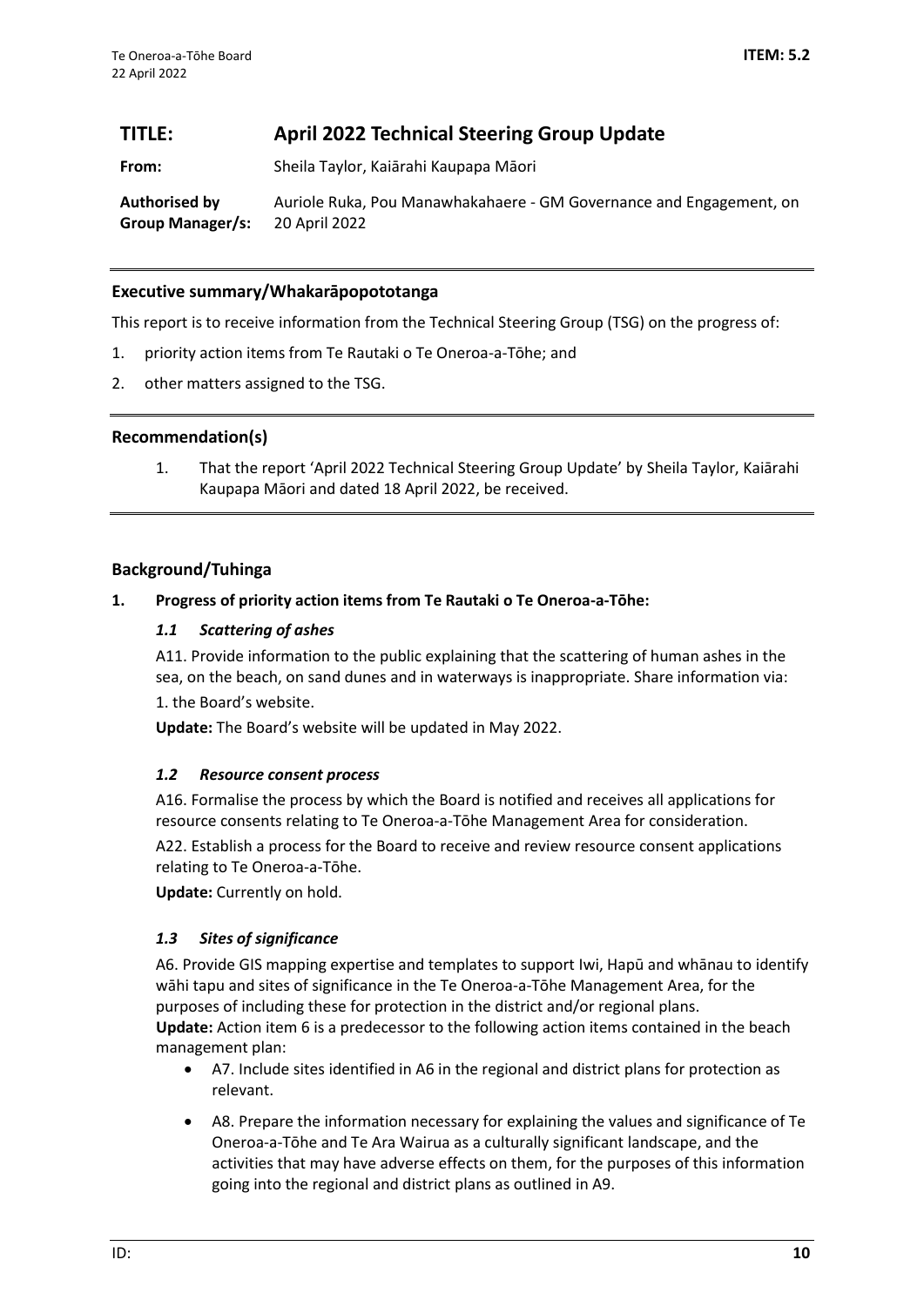**TITLE: April 2022 Technical Steering Group Update**

**From:** Sheila Taylor, Kaiārahi Kaupapa Māori

**Authorised by Group Manager/s:** Auriole Ruka, Pou Manawhakahaere - GM Governance and Engagement, on 20 April 2022

## Executive summary/Whakarāpopototanga

This report is to receive information from the Technical Steering Group (TSG) on the progress of:

1. priority action items from Te Rautaki o Te Oneroa-a-Tōhe; and
2. other matters assigned to the TSG.

## Recommendation(s)

1. That the report 'April 2022 Technical Steering Group Update' by Sheila Taylor, Kaiārahi Kaupapa Māori and dated 18 April 2022, be received.

## Background/Tuhinga

### 1. Progress of priority action items from Te Rautaki o Te Oneroa-a-Tōhe:

#### *1.1 Scattering of ashes*

A11. Provide information to the public explaining that the scattering of human ashes in the sea, on the beach, on sand dunes and in waterways is inappropriate. Share information via:

1. the Board's website.

**Update:** The Board's website will be updated in May 2022.

#### *1.2 Resource consent process*

A16. Formalise the process by which the Board is notified and receives all applications for resource consents relating to Te Oneroa-a-Tōhe Management Area for consideration.

A22. Establish a process for the Board to receive and review resource consent applications relating to Te Oneroa-a-Tōhe.

**Update:** Currently on hold.

#### *1.3 Sites of significance*

A6. Provide GIS mapping expertise and templates to support Iwi, Hapū and whānau to identify wāhi tapu and sites of significance in the Te Oneroa-a-Tōhe Management Area, for the purposes of including these for protection in the district and/or regional plans.

**Update:** Action item 6 is a predecessor to the following action items contained in the beach management plan:

- A7. Include sites identified in A6 in the regional and district plans for protection as relevant.
- A8. Prepare the information necessary for explaining the values and significance of Te Oneroa-a-Tōhe and Te Ara Wairua as a culturally significant landscape, and the activities that may have adverse effects on them, for the purposes of this information going into the regional and district plans as outlined in A9.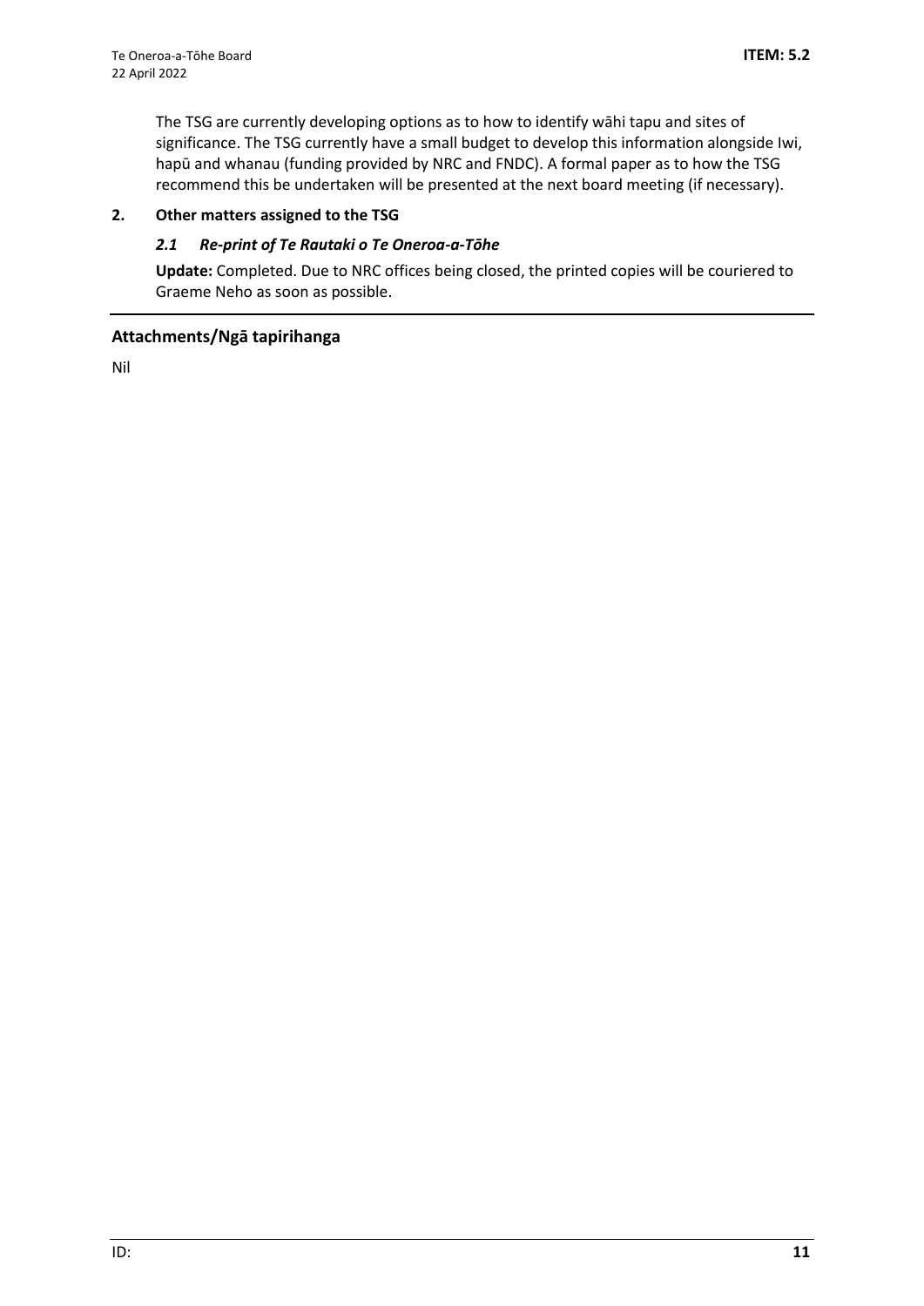The TSG are currently developing options as to how to identify wāhi tapu and sites of significance. The TSG currently have a small budget to develop this information alongside Iwi, hapū and whanau (funding provided by NRC and FNDC). A formal paper as to how the TSG recommend this be undertaken will be presented at the next board meeting (if necessary).

## 2. Other matters assigned to the TSG

### *2.1 Re-print of Te Rautaki o Te Oneroa-a-Tōhe*

**Update:** Completed. Due to NRC offices being closed, the printed copies will be couriered to Graeme Neho as soon as possible.

## Attachments/Ngā tapirihanga

Nil